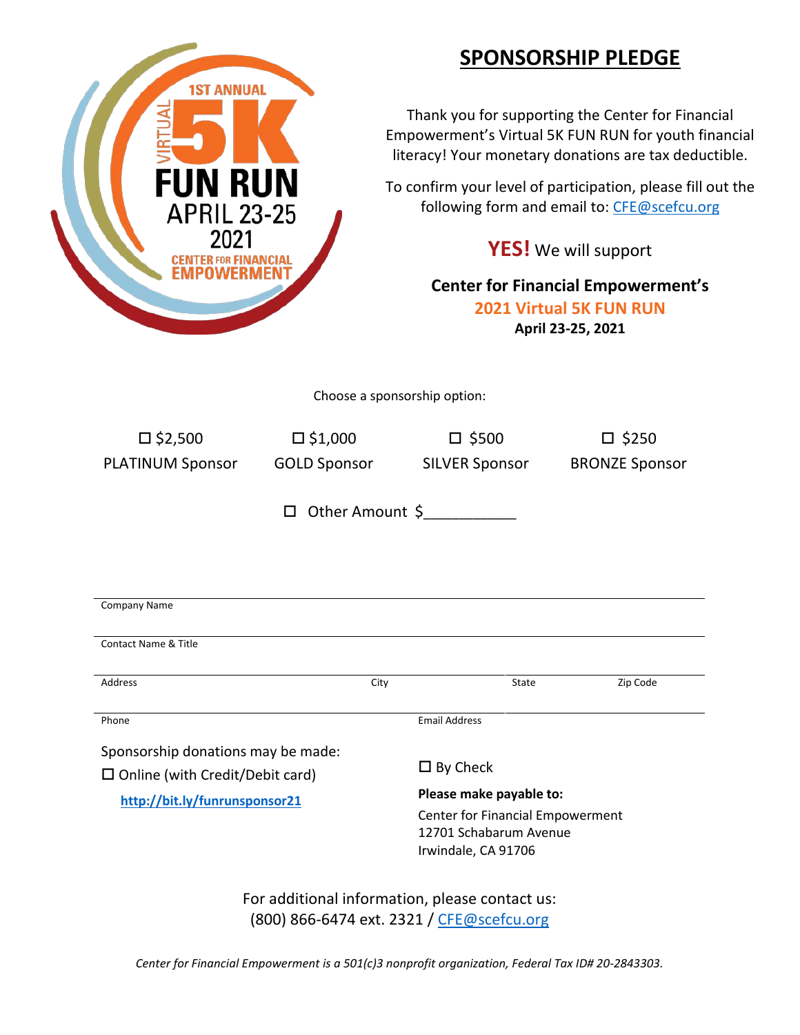1ST ANNUAL VIRTUAL 5K FUN RUN APRIL 23-25 2021 CENTER FOR FINANCIAL EMPOWERMENT

# SPONSORSHIP PLEDGE

Thank you for supporting the Center for Financial Empowerment's Virtual 5K FUN RUN for youth financial literacy! Your monetary donations are tax deductible.

To confirm your level of participation, please fill out the following form and email to: CFE@scefcu.org

**YES!** We will support

**Center for Financial Empowerment's**
**2021 Virtual 5K FUN RUN**
**April 23-25, 2021**

Choose a sponsorship option:

| ☐ $2,500 | ☐ $1,000 | ☐ $500 | ☐ $250 |
|---|---|---|---|
| PLATINUM Sponsor | GOLD Sponsor | SILVER Sponsor | BRONZE Sponsor |

☐ Other Amount $___________

Company Name

Contact Name & Title

Address | City | State | Zip Code

Phone | Email Address

Sponsorship donations may be made:

☐ Online (with Credit/Debit card)

**http://bit.ly/funrunsponsor21**

☐ By Check

**Please make payable to:**

Center for Financial Empowerment
12701 Schabarum Avenue
Irwindale, CA 91706

For additional information, please contact us:
(800) 866-6474 ext. 2321 / CFE@scefcu.org

*Center for Financial Empowerment is a 501(c)3 nonprofit organization, Federal Tax ID# 20-2843303.*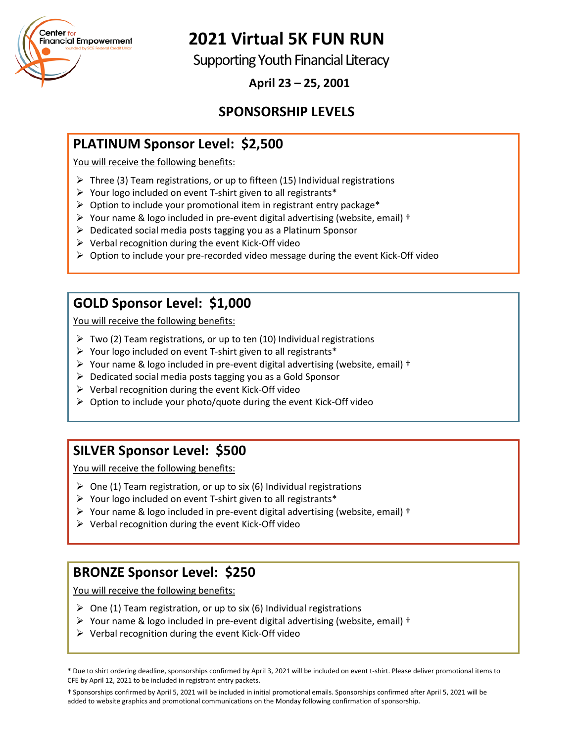Center for Financial Empowerment
Founded by SCE Federal Credit Union

# 2021 Virtual 5K FUN RUN

Supporting Youth Financial Literacy

**April 23 – 25, 2001**

## SPONSORSHIP LEVELS

### PLATINUM Sponsor Level: $2,500

You will receive the following benefits:

- Three (3) Team registrations, or up to fifteen (15) Individual registrations
- Your logo included on event T-shirt given to all registrants*
- Option to include your promotional item in registrant entry package*
- Your name & logo included in pre-event digital advertising (website, email) †
- Dedicated social media posts tagging you as a Platinum Sponsor
- Verbal recognition during the event Kick-Off video
- Option to include your pre-recorded video message during the event Kick-Off video

### GOLD Sponsor Level: $1,000

You will receive the following benefits:

- Two (2) Team registrations, or up to ten (10) Individual registrations
- Your logo included on event T-shirt given to all registrants*
- Your name & logo included in pre-event digital advertising (website, email) †
- Dedicated social media posts tagging you as a Gold Sponsor
- Verbal recognition during the event Kick-Off video
- Option to include your photo/quote during the event Kick-Off video

### SILVER Sponsor Level: $500

You will receive the following benefits:

- One (1) Team registration, or up to six (6) Individual registrations
- Your logo included on event T-shirt given to all registrants*
- Your name & logo included in pre-event digital advertising (website, email) †
- Verbal recognition during the event Kick-Off video

### BRONZE Sponsor Level: $250

You will receive the following benefits:

- One (1) Team registration, or up to six (6) Individual registrations
- Your name & logo included in pre-event digital advertising (website, email) †
- Verbal recognition during the event Kick-Off video

**\*** Due to shirt ordering deadline, sponsorships confirmed by April 3, 2021 will be included on event t-shirt. Please deliver promotional items to CFE by April 12, 2021 to be included in registrant entry packets.

**†** Sponsorships confirmed by April 5, 2021 will be included in initial promotional emails. Sponsorships confirmed after April 5, 2021 will be added to website graphics and promotional communications on the Monday following confirmation of sponsorship.